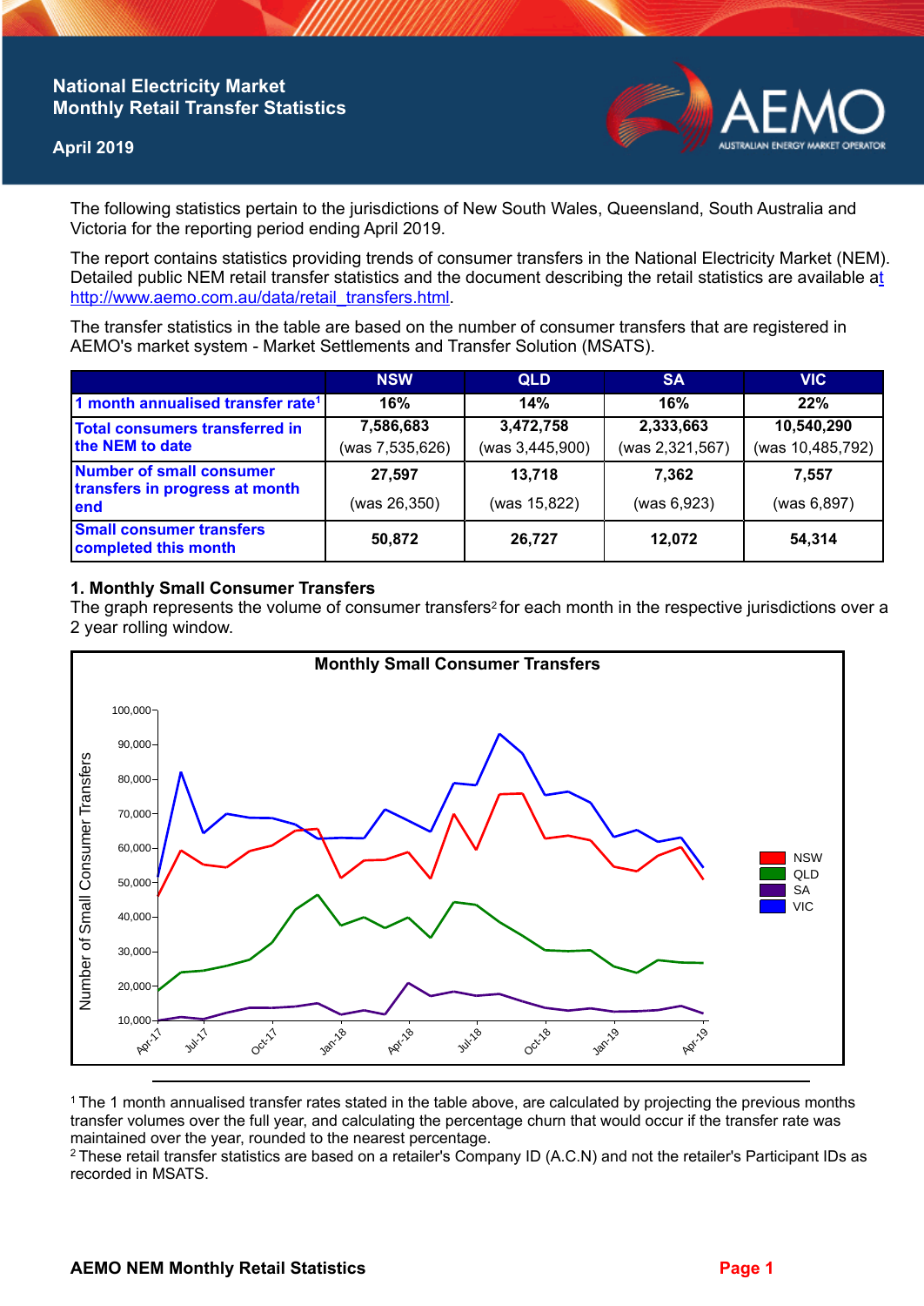# National Electricity Market Monthly Retail Transfer Statistics

**April 2019**

The following statistics pertain to the jurisdictions of New South Wales, Queensland, South Australia and Victoria for the reporting period ending April 2019.

The report contains statistics providing trends of consumer transfers in the National Electricity Market (NEM). Detailed public NEM retail transfer statistics and the document describing the retail statistics are available at http://www.aemo.com.au/data/retail_transfers.html.

The transfer statistics in the table are based on the number of consumer transfers that are registered in AEMO's market system - Market Settlements and Transfer Solution (MSATS).

| | NSW | QLD | SA | VIC |
|---|---|---|---|---|
| 1 month annualised transfer rate[1] | 16% | 14% | 16% | 22% |
| Total consumers transferred in the NEM to date | 7,586,683 (was 7,535,626) | 3,472,758 (was 3,445,900) | 2,333,663 (was 2,321,567) | 10,540,290 (was 10,485,792) |
| Number of small consumer transfers in progress at month end | 27,597 (was 26,350) | 13,718 (was 15,822) | 7,362 (was 6,923) | 7,557 (was 6,897) |
| Small consumer transfers completed this month | 50,872 | 26,727 | 12,072 | 54,314 |

## 1. Monthly Small Consumer Transfers

The graph represents the volume of consumer transfers[2] for each month in the respective jurisdictions over a 2 year rolling window.

[1] The 1 month annualised transfer rates stated in the table above, are calculated by projecting the previous months transfer volumes over the full year, and calculating the percentage churn that would occur if the transfer rate was maintained over the year, rounded to the nearest percentage.

[2] These retail transfer statistics are based on a retailer's Company ID (A.C.N) and not the retailer's Participant IDs as recorded in MSATS.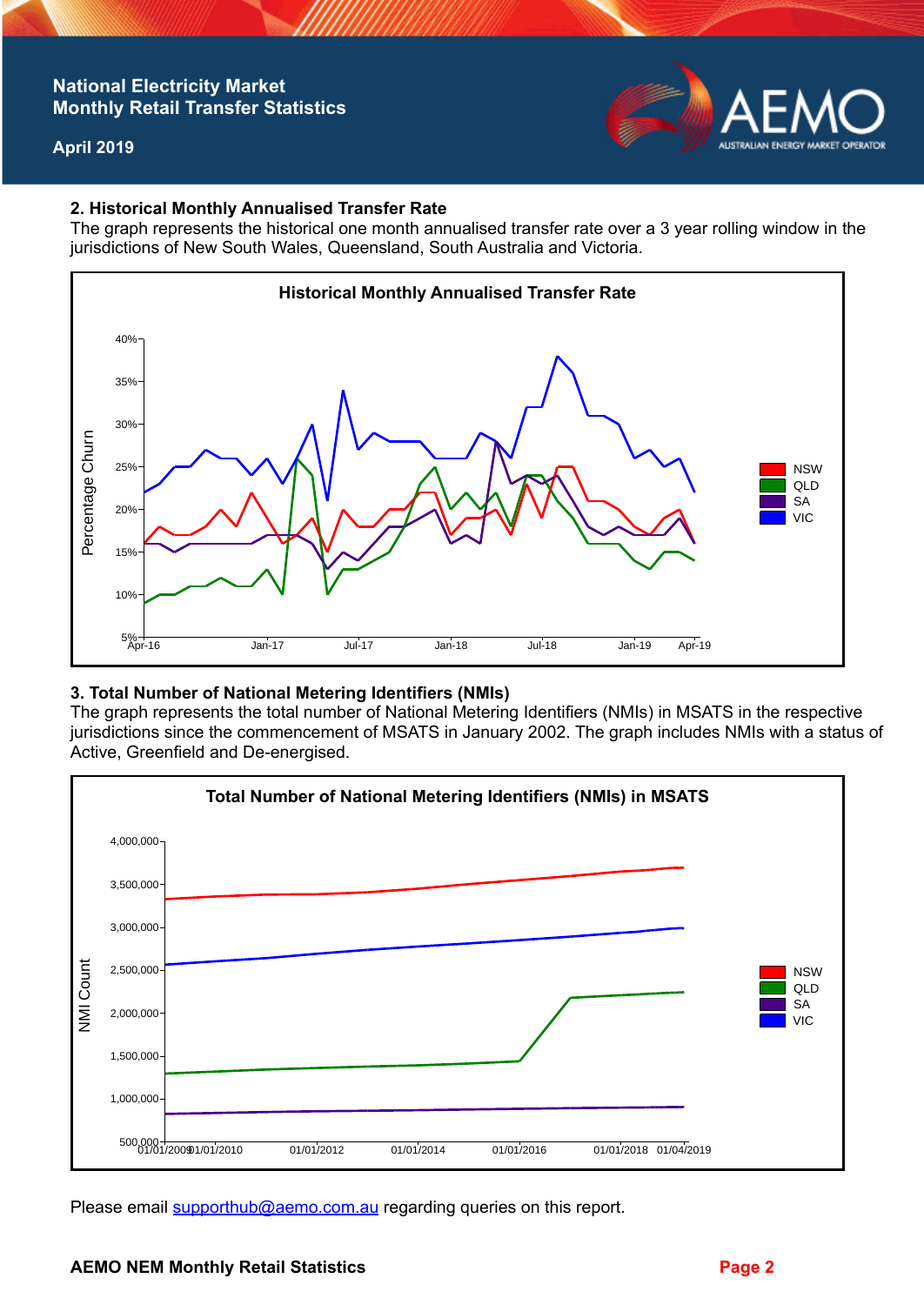National Electricity Market
Monthly Retail Transfer Statistics

April 2019

## 2. Historical Monthly Annualised Transfer Rate

The graph represents the historical one month annualised transfer rate over a 3 year rolling window in the jurisdictions of New South Wales, Queensland, South Australia and Victoria.

Historical Monthly Annualised Transfer Rate

Percentage Churn

40%
35%
30%
25%
20%
15%
10%
5%

Apr-16
Jan-17
Jul-17
Jan-18
Jul-18
Jan-19
Apr-19

NSW
QLD
SA
VIC

## 3. Total Number of National Metering Identifiers (NMIs)

The graph represents the total number of National Metering Identifiers (NMIs) in MSATS in the respective jurisdictions since the commencement of MSATS in January 2002. The graph includes NMIs with a status of Active, Greenfield and De-energised.

Total Number of National Metering Identifiers (NMIs) in MSATS

NMI Count

4,000,000
3,500,000
3,000,000
2,500,000
2,000,000
1,500,000
1,000,000
500,000

01/01/2009
01/01/2010
01/01/2012
01/01/2014
01/01/2016
01/01/2018
01/04/2019

NSW
QLD
SA
VIC

Please email supporthub@aemo.com.au regarding queries on this report.